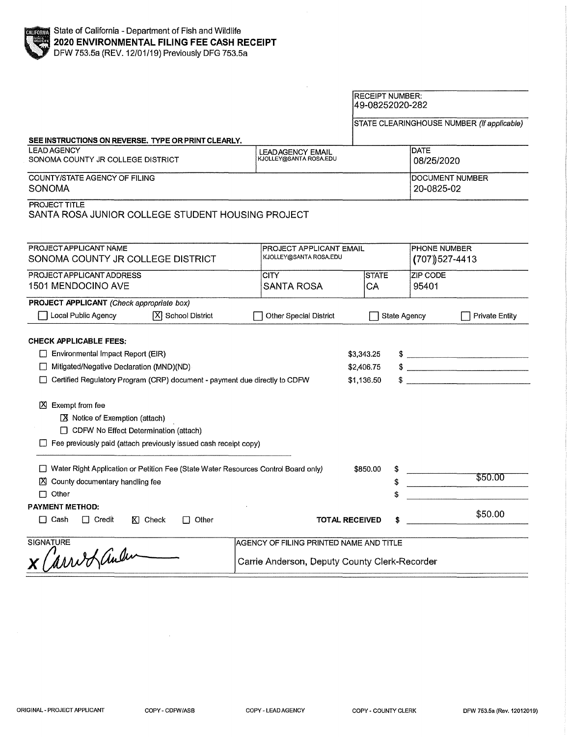State of California - Department of Fish and Wildlife
**2020 ENVIRONMENTAL FILING FEE CASH RECEIPT**
DFW 753.5a (REV. 12/01/19) Previously DFG 753.5a

RECEIPT NUMBER:
49-08252020-282

STATE CLEARINGHOUSE NUMBER *(If applicable)*

**SEE INSTRUCTIONS ON REVERSE. TYPE OR PRINT CLEARLY.**

| LEAD AGENCY | LEAD AGENCY EMAIL | DATE |
|---|---|---|
| SONOMA COUNTY JR COLLEGE DISTRICT | KJOLLEY@SANTA ROSA.EDU | 08/25/2020 |

| COUNTY/STATE AGENCY OF FILING | DOCUMENT NUMBER |
|---|---|
| SONOMA | 20-0825-02 |

PROJECT TITLE
SANTA ROSA JUNIOR COLLEGE STUDENT HOUSING PROJECT

| PROJECT APPLICANT NAME | PROJECT APPLICANT EMAIL | | PHONE NUMBER |
|---|---|---|---|
| SONOMA COUNTY JR COLLEGE DISTRICT | KJOLLEY@SANTA ROSA.EDU | | (707)527-4413 |
| **PROJECT APPLICANT ADDRESS** | **CITY** | **STATE** | **ZIP CODE** |
| 1501 MENDOCINO AVE | SANTA ROSA | CA | 95401 |

**PROJECT APPLICANT** *(Check appropriate box)*

☐ Local Public Agency ☒ School District ☐ Other Special District ☐ State Agency ☐ Private Entity

**CHECK APPLICABLE FEES:**

| | | |
|---|---|---|
| ☐ Environmental Impact Report (EIR) | $3,343.25 | $ |
| ☐ Mitigated/Negative Declaration (MND)(ND) | $2,406.75 | $ |
| ☐ Certified Regulatory Program (CRP) document - payment due directly to CDFW | $1,136.50 | $ |

☒ Exempt from fee
- ☒ Notice of Exemption (attach)
- ☐ CDFW No Effect Determination (attach)

☐ Fee previously paid (attach previously issued cash receipt copy)

| | | |
|---|---|---|
| ☐ Water Right Application or Petition Fee (State Water Resources Control Board only) | $850.00 | $ |
| ☒ County documentary handling fee | | $ $50.00 |
| ☐ Other | | $ |

**PAYMENT METHOD:**

☐ Cash ☐ Credit ☒ Check ☐ Other **TOTAL RECEIVED** $ $50.00

| SIGNATURE | AGENCY OF FILING PRINTED NAME AND TITLE |
|---|---|
| x Carrie Anderson | Carrie Anderson, Deputy County Clerk-Recorder |

ORIGINAL - PROJECT APPLICANT COPY - CDFW/ASB COPY - LEAD AGENCY COPY - COUNTY CLERK DFW 753.5a (Rev. 12012019)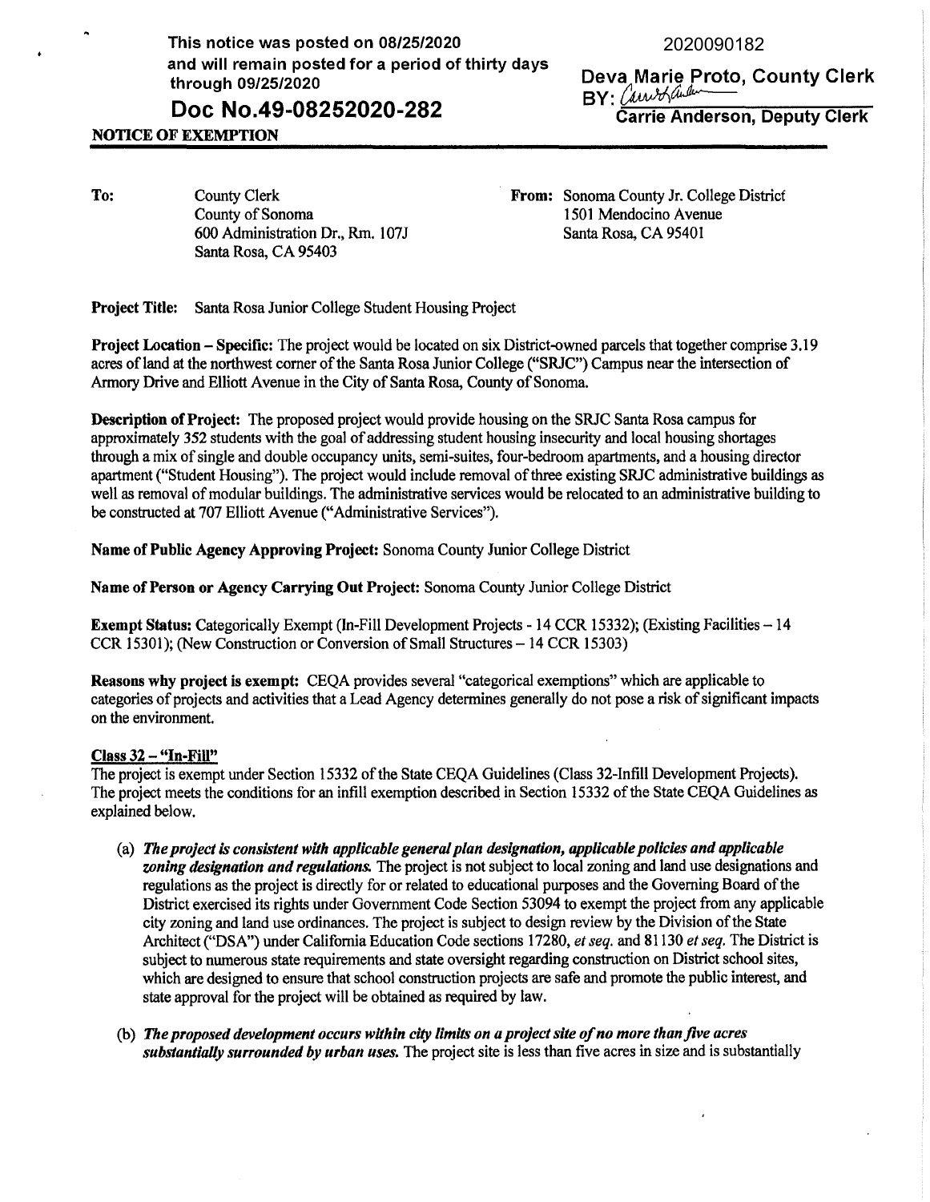This notice was posted on 08/25/2020 and will remain posted for a period of thirty days through 09/25/2020

2020090182

Deva Marie Proto, County Clerk
BY: 
Carrie Anderson, Deputy Clerk

**Doc No.49-08252020-282**

**NOTICE OF EXEMPTION**

**To:** County Clerk
County of Sonoma
600 Administration Dr., Rm. 107J
Santa Rosa, CA 95403

**From:** Sonoma County Jr. College District
1501 Mendocino Avenue
Santa Rosa, CA 95401

**Project Title:** Santa Rosa Junior College Student Housing Project

**Project Location – Specific:** The project would be located on six District-owned parcels that together comprise 3.19 acres of land at the northwest corner of the Santa Rosa Junior College ("SRJC") Campus near the intersection of Armory Drive and Elliott Avenue in the City of Santa Rosa, County of Sonoma.

**Description of Project:** The proposed project would provide housing on the SRJC Santa Rosa campus for approximately 352 students with the goal of addressing student housing insecurity and local housing shortages through a mix of single and double occupancy units, semi-suites, four-bedroom apartments, and a housing director apartment ("Student Housing"). The project would include removal of three existing SRJC administrative buildings as well as removal of modular buildings. The administrative services would be relocated to an administrative building to be constructed at 707 Elliott Avenue ("Administrative Services").

**Name of Public Agency Approving Project:** Sonoma County Junior College District

**Name of Person or Agency Carrying Out Project:** Sonoma County Junior College District

**Exempt Status:** Categorically Exempt (In-Fill Development Projects - 14 CCR 15332); (Existing Facilities – 14 CCR 15301); (New Construction or Conversion of Small Structures – 14 CCR 15303)

**Reasons why project is exempt:** CEQA provides several "categorical exemptions" which are applicable to categories of projects and activities that a Lead Agency determines generally do not pose a risk of significant impacts on the environment.

**Class 32 – "In-Fill"**

The project is exempt under Section 15332 of the State CEQA Guidelines (Class 32-Infill Development Projects). The project meets the conditions for an infill exemption described in Section 15332 of the State CEQA Guidelines as explained below.

(a) ***The project is consistent with applicable general plan designation, applicable policies and applicable zoning designation and regulations.*** The project is not subject to local zoning and land use designations and regulations as the project is directly for or related to educational purposes and the Governing Board of the District exercised its rights under Government Code Section 53094 to exempt the project from any applicable city zoning and land use ordinances. The project is subject to design review by the Division of the State Architect ("DSA") under California Education Code sections 17280, *et seq.* and 81130 *et seq.* The District is subject to numerous state requirements and state oversight regarding construction on District school sites, which are designed to ensure that school construction projects are safe and promote the public interest, and state approval for the project will be obtained as required by law.

(b) ***The proposed development occurs within city limits on a project site of no more than five acres substantially surrounded by urban uses.*** The project site is less than five acres in size and is substantially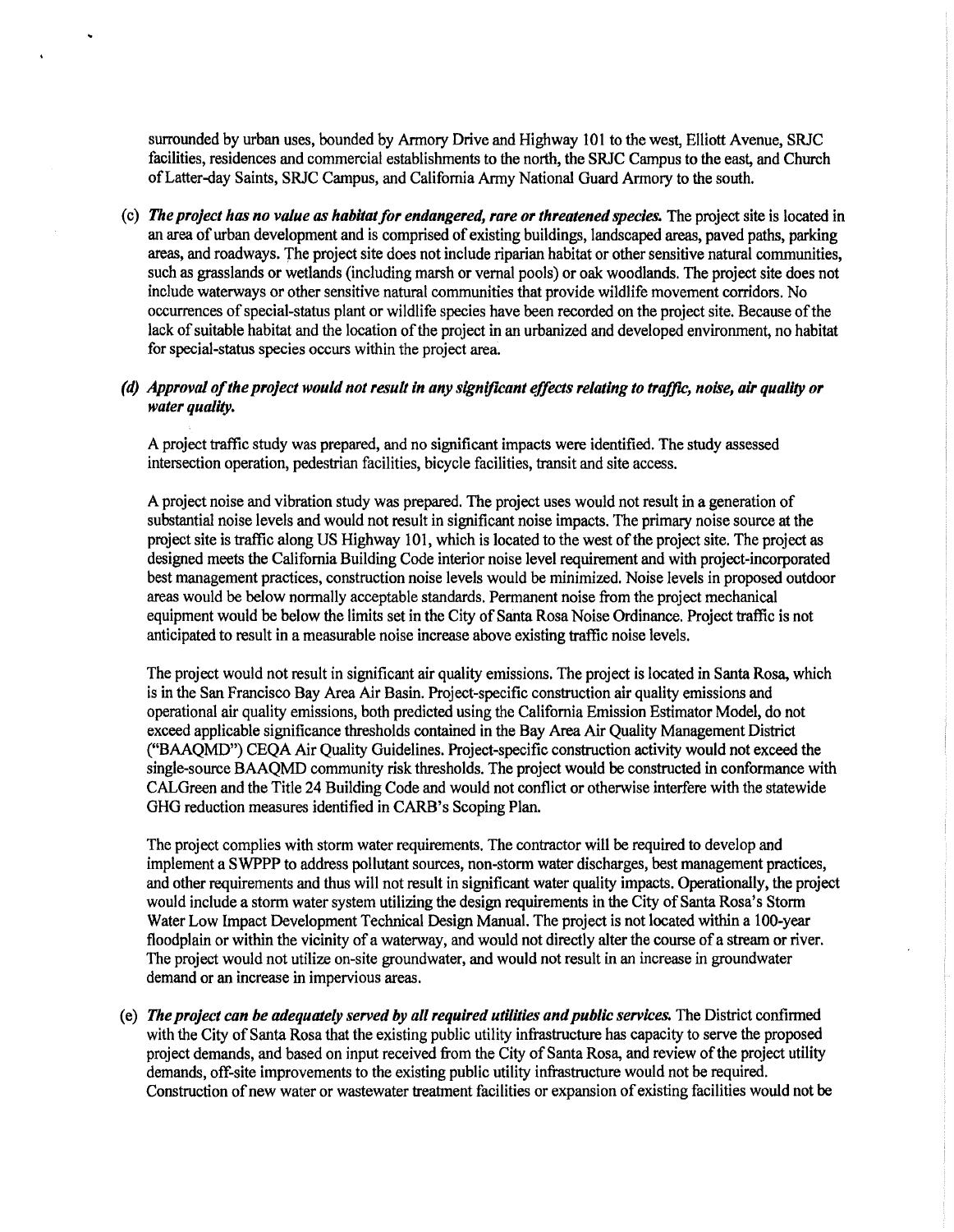surrounded by urban uses, bounded by Armory Drive and Highway 101 to the west, Elliott Avenue, SRJC facilities, residences and commercial establishments to the north, the SRJC Campus to the east, and Church of Latter-day Saints, SRJC Campus, and California Army National Guard Armory to the south.

(c) ***The project has no value as habitat for endangered, rare or threatened species.*** The project site is located in an area of urban development and is comprised of existing buildings, landscaped areas, paved paths, parking areas, and roadways. The project site does not include riparian habitat or other sensitive natural communities, such as grasslands or wetlands (including marsh or vernal pools) or oak woodlands. The project site does not include waterways or other sensitive natural communities that provide wildlife movement corridors. No occurrences of special-status plant or wildlife species have been recorded on the project site. Because of the lack of suitable habitat and the location of the project in an urbanized and developed environment, no habitat for special-status species occurs within the project area.

(d) ***Approval of the project would not result in any significant effects relating to traffic, noise, air quality or water quality.***

A project traffic study was prepared, and no significant impacts were identified. The study assessed intersection operation, pedestrian facilities, bicycle facilities, transit and site access.

A project noise and vibration study was prepared. The project uses would not result in a generation of substantial noise levels and would not result in significant noise impacts. The primary noise source at the project site is traffic along US Highway 101, which is located to the west of the project site. The project as designed meets the California Building Code interior noise level requirement and with project-incorporated best management practices, construction noise levels would be minimized. Noise levels in proposed outdoor areas would be below normally acceptable standards. Permanent noise from the project mechanical equipment would be below the limits set in the City of Santa Rosa Noise Ordinance. Project traffic is not anticipated to result in a measurable noise increase above existing traffic noise levels.

The project would not result in significant air quality emissions. The project is located in Santa Rosa, which is in the San Francisco Bay Area Air Basin. Project-specific construction air quality emissions and operational air quality emissions, both predicted using the California Emission Estimator Model, do not exceed applicable significance thresholds contained in the Bay Area Air Quality Management District ("BAAQMD") CEQA Air Quality Guidelines. Project-specific construction activity would not exceed the single-source BAAQMD community risk thresholds. The project would be constructed in conformance with CALGreen and the Title 24 Building Code and would not conflict or otherwise interfere with the statewide GHG reduction measures identified in CARB's Scoping Plan.

The project complies with storm water requirements. The contractor will be required to develop and implement a SWPPP to address pollutant sources, non-storm water discharges, best management practices, and other requirements and thus will not result in significant water quality impacts. Operationally, the project would include a storm water system utilizing the design requirements in the City of Santa Rosa's Storm Water Low Impact Development Technical Design Manual. The project is not located within a 100-year floodplain or within the vicinity of a waterway, and would not directly alter the course of a stream or river. The project would not utilize on-site groundwater, and would not result in an increase in groundwater demand or an increase in impervious areas.

(e) ***The project can be adequately served by all required utilities and public services.*** The District confirmed with the City of Santa Rosa that the existing public utility infrastructure has capacity to serve the proposed project demands, and based on input received from the City of Santa Rosa, and review of the project utility demands, off-site improvements to the existing public utility infrastructure would not be required. Construction of new water or wastewater treatment facilities or expansion of existing facilities would not be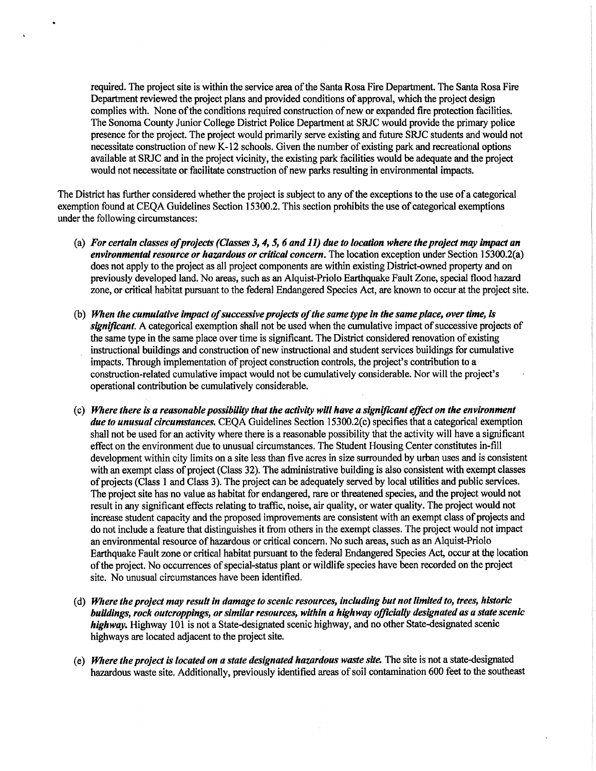required. The project site is within the service area of the Santa Rosa Fire Department. The Santa Rosa Fire Department reviewed the project plans and provided conditions of approval, which the project design complies with. None of the conditions required construction of new or expanded fire protection facilities. The Sonoma County Junior College District Police Department at SRJC would provide the primary police presence for the project. The project would primarily serve existing and future SRJC students and would not necessitate construction of new K-12 schools. Given the number of existing park and recreational options available at SRJC and in the project vicinity, the existing park facilities would be adequate and the project would not necessitate or facilitate construction of new parks resulting in environmental impacts.

The District has further considered whether the project is subject to any of the exceptions to the use of a categorical exemption found at CEQA Guidelines Section 15300.2. This section prohibits the use of categorical exemptions under the following circumstances:

(a) ***For certain classes of projects (Classes 3, 4, 5, 6 and 11) due to location where the project may impact an environmental resource or hazardous or critical concern.*** The location exception under Section 15300.2(a) does not apply to the project as all project components are within existing District-owned property and on previously developed land. No areas, such as an Alquist-Priolo Earthquake Fault Zone, special flood hazard zone, or critical habitat pursuant to the federal Endangered Species Act, are known to occur at the project site.

(b) ***When the cumulative impact of successive projects of the same type in the same place, over time, is significant.*** A categorical exemption shall not be used when the cumulative impact of successive projects of the same type in the same place over time is significant. The District considered renovation of existing instructional buildings and construction of new instructional and student services buildings for cumulative impacts. Through implementation of project construction controls, the project's contribution to a construction-related cumulative impact would not be cumulatively considerable. Nor will the project's operational contribution be cumulatively considerable.

(c) ***Where there is a reasonable possibility that the activity will have a significant effect on the environment due to unusual circumstances.*** CEQA Guidelines Section 15300.2(c) specifies that a categorical exemption shall not be used for an activity where there is a reasonable possibility that the activity will have a significant effect on the environment due to unusual circumstances. The Student Housing Center constitutes in-fill development within city limits on a site less than five acres in size surrounded by urban uses and is consistent with an exempt class of project (Class 32). The administrative building is also consistent with exempt classes of projects (Class 1 and Class 3). The project can be adequately served by local utilities and public services. The project site has no value as habitat for endangered, rare or threatened species, and the project would not result in any significant effects relating to traffic, noise, air quality, or water quality. The project would not increase student capacity and the proposed improvements are consistent with an exempt class of projects and do not include a feature that distinguishes it from others in the exempt classes. The project would not impact an environmental resource of hazardous or critical concern. No such areas, such as an Alquist-Priolo Earthquake Fault zone or critical habitat pursuant to the federal Endangered Species Act, occur at the location of the project. No occurrences of special-status plant or wildlife species have been recorded on the project site. No unusual circumstances have been identified.

(d) ***Where the project may result in damage to scenic resources, including but not limited to, trees, historic buildings, rock outcroppings, or similar resources, within a highway officially designated as a state scenic highway.*** Highway 101 is not a State-designated scenic highway, and no other State-designated scenic highways are located adjacent to the project site.

(e) ***Where the project is located on a state designated hazardous waste site.*** The site is not a state-designated hazardous waste site. Additionally, previously identified areas of soil contamination 600 feet to the southeast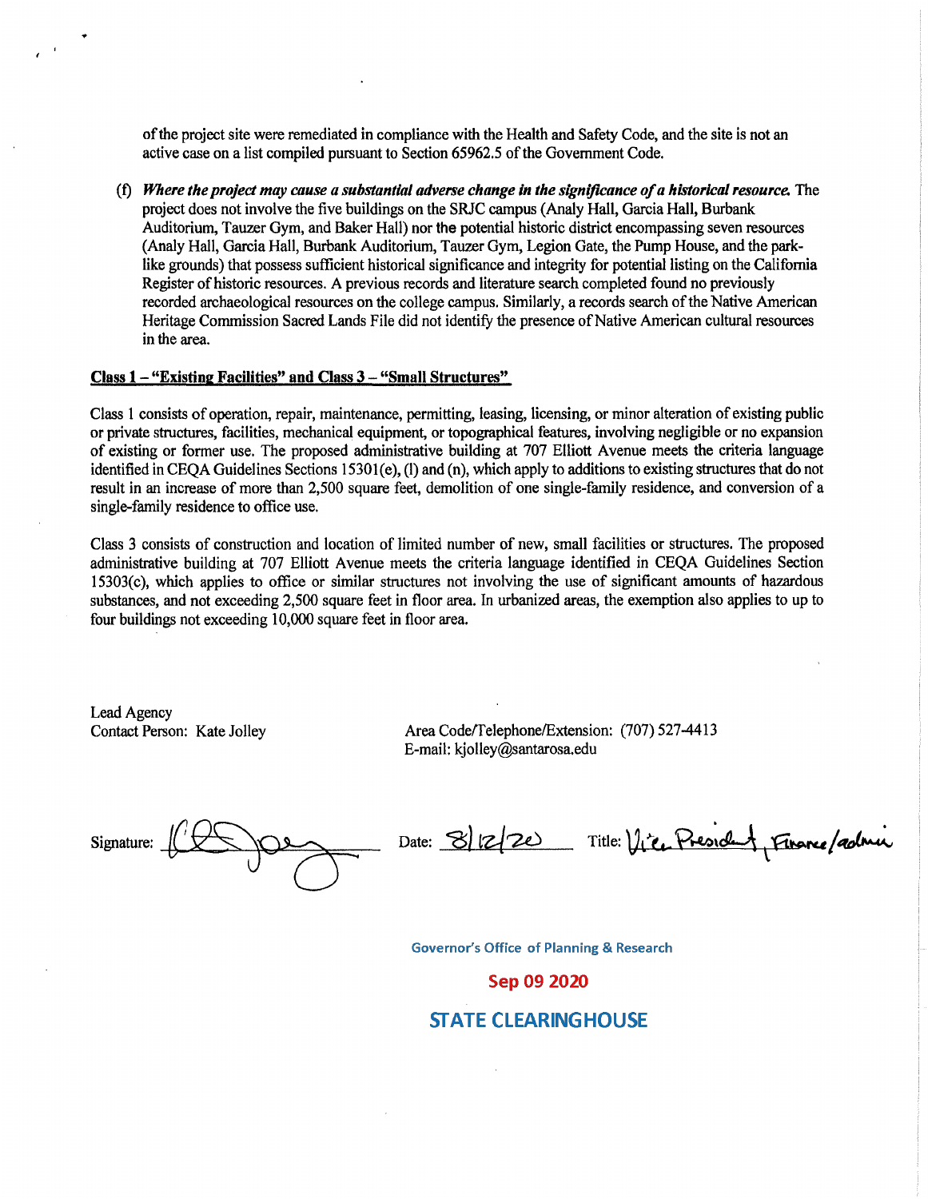of the project site were remediated in compliance with the Health and Safety Code, and the site is not an active case on a list compiled pursuant to Section 65962.5 of the Government Code.

(f) ***Where the project may cause a substantial adverse change in the significance of a historical resource.*** The project does not involve the five buildings on the SRJC campus (Analy Hall, Garcia Hall, Burbank Auditorium, Tauzer Gym, and Baker Hall) nor the potential historic district encompassing seven resources (Analy Hall, Garcia Hall, Burbank Auditorium, Tauzer Gym, Legion Gate, the Pump House, and the park-like grounds) that possess sufficient historical significance and integrity for potential listing on the California Register of historic resources. A previous records and literature search completed found no previously recorded archaeological resources on the college campus. Similarly, a records search of the Native American Heritage Commission Sacred Lands File did not identify the presence of Native American cultural resources in the area.

**Class 1 – "Existing Facilities" and Class 3 – "Small Structures"**

Class 1 consists of operation, repair, maintenance, permitting, leasing, licensing, or minor alteration of existing public or private structures, facilities, mechanical equipment, or topographical features, involving negligible or no expansion of existing or former use. The proposed administrative building at 707 Elliott Avenue meets the criteria language identified in CEQA Guidelines Sections 15301(e), (l) and (n), which apply to additions to existing structures that do not result in an increase of more than 2,500 square feet, demolition of one single-family residence, and conversion of a single-family residence to office use.

Class 3 consists of construction and location of limited number of new, small facilities or structures. The proposed administrative building at 707 Elliott Avenue meets the criteria language identified in CEQA Guidelines Section 15303(c), which applies to office or similar structures not involving the use of significant amounts of hazardous substances, and not exceeding 2,500 square feet in floor area. In urbanized areas, the exemption also applies to up to four buildings not exceeding 10,000 square feet in floor area.

Lead Agency
Contact Person: Kate Jolley

Area Code/Telephone/Extension: (707) 527-4413
E-mail: kjolley@santarosa.edu

Signature: [signature]    Date: 8/12/20    Title: Vice President, Finance/admin

Governor's Office of Planning & Research

Sep 09 2020

STATE CLEARINGHOUSE